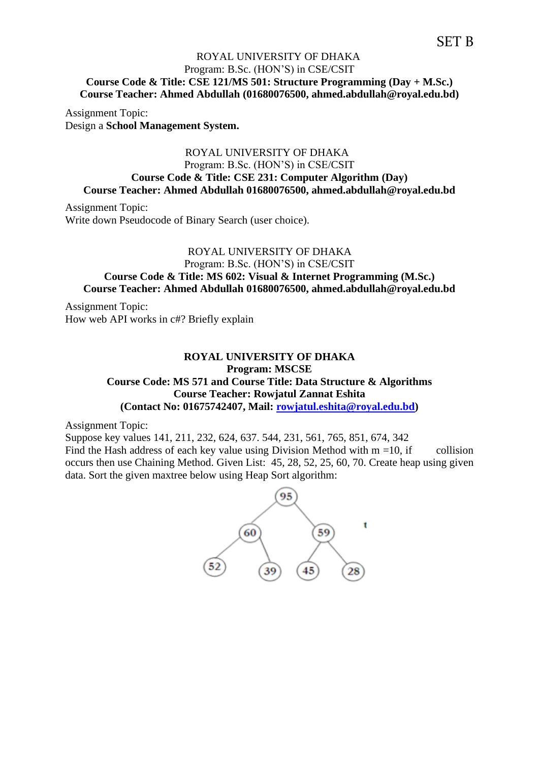SET B

ROYAL UNIVERSITY OF DHAKA
Program: B.Sc. (HON'S) in CSE/CSIT
**Course Code & Title: CSE 121/MS 501: Structure Programming (Day + M.Sc.)**
**Course Teacher: Ahmed Abdullah (01680076500, ahmed.abdullah@royal.edu.bd)**

Assignment Topic:
Design a **School Management System.**

ROYAL UNIVERSITY OF DHAKA
Program: B.Sc. (HON'S) in CSE/CSIT
**Course Code & Title: CSE 231: Computer Algorithm (Day)**
**Course Teacher: Ahmed Abdullah 01680076500, ahmed.abdullah@royal.edu.bd**

Assignment Topic:
Write down Pseudocode of Binary Search (user choice).

ROYAL UNIVERSITY OF DHAKA
Program: B.Sc. (HON'S) in CSE/CSIT
**Course Code & Title: MS 602: Visual & Internet Programming (M.Sc.)**
**Course Teacher: Ahmed Abdullah 01680076500, ahmed.abdullah@royal.edu.bd**

Assignment Topic:
How web API works in c#? Briefly explain

**ROYAL UNIVERSITY OF DHAKA**
**Program: MSCSE**
**Course Code: MS 571 and Course Title: Data Structure & Algorithms**
**Course Teacher: Rowjatul Zannat Eshita**
**(Contact No: 01675742407, Mail: rowjatul.eshita@royal.edu.bd)**

Assignment Topic:
Suppose key values 141, 211, 232, 624, 637. 544, 231, 561, 765, 851, 674, 342
Find the Hash address of each key value using Division Method with m =10, if collision occurs then use Chaining Method. Given List: 45, 28, 52, 25, 60, 70. Create heap using given data. Sort the given maxtree below using Heap Sort algorithm:

```
          95
        /    \
      60      59
     /  \    /  \
   52   39  45   28
```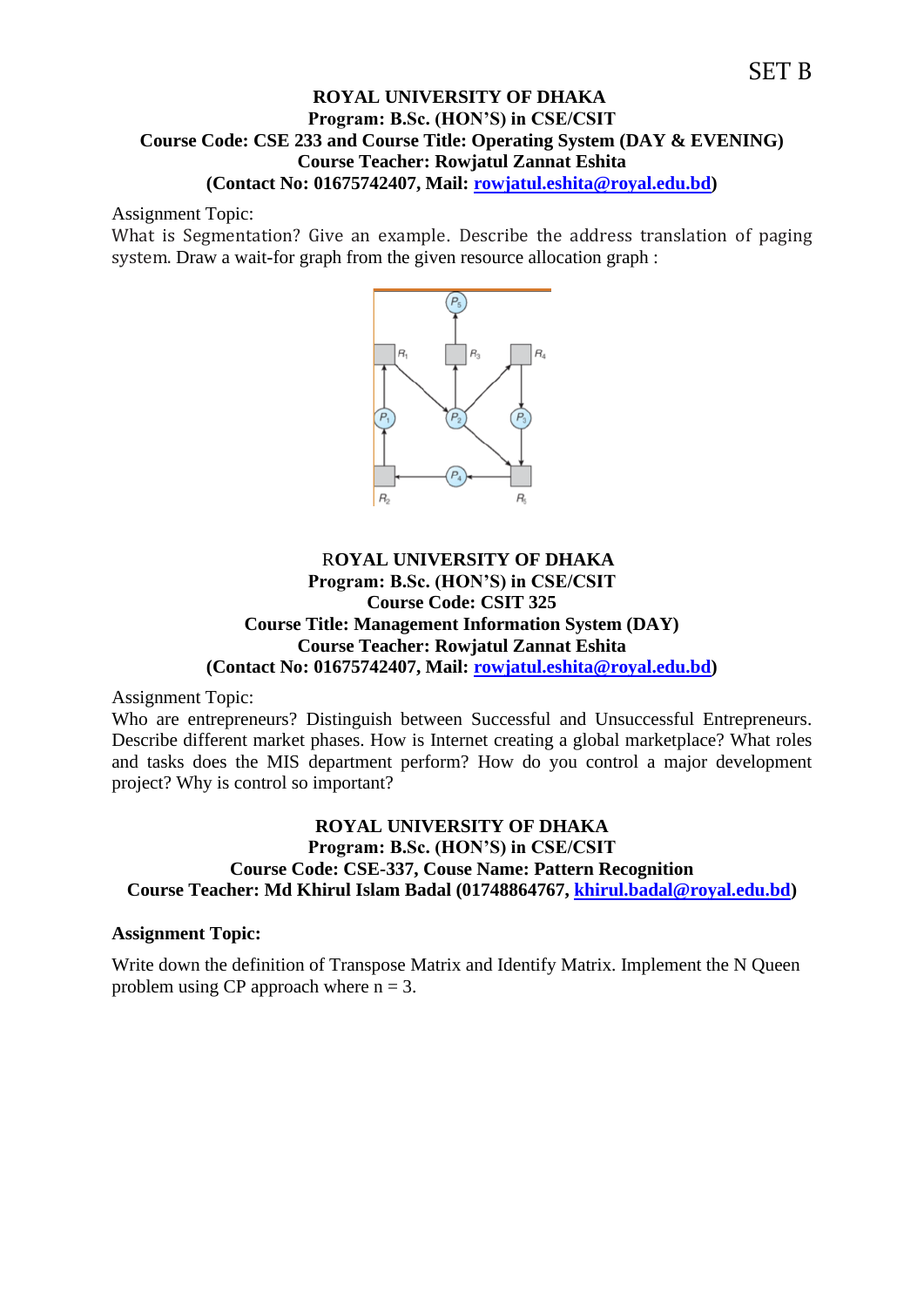SET B

**ROYAL UNIVERSITY OF DHAKA**
**Program: B.Sc. (HON'S) in CSE/CSIT**
**Course Code: CSE 233 and Course Title: Operating System (DAY & EVENING)**
**Course Teacher: Rowjatul Zannat Eshita**
**(Contact No: 01675742407, Mail: rowjatul.eshita@royal.edu.bd)**

Assignment Topic:
What is Segmentation? Give an example. Describe the address translation of paging system. Draw a wait-for graph from the given resource allocation graph :

**ROYAL UNIVERSITY OF DHAKA**
**Program: B.Sc. (HON'S) in CSE/CSIT**
**Course Code: CSIT 325**
**Course Title: Management Information System (DAY)**
**Course Teacher: Rowjatul Zannat Eshita**
**(Contact No: 01675742407, Mail: rowjatul.eshita@royal.edu.bd)**

Assignment Topic:
Who are entrepreneurs? Distinguish between Successful and Unsuccessful Entrepreneurs. Describe different market phases. How is Internet creating a global marketplace? What roles and tasks does the MIS department perform? How do you control a major development project? Why is control so important?

**ROYAL UNIVERSITY OF DHAKA**
**Program: B.Sc. (HON'S) in CSE/CSIT**
**Course Code: CSE-337, Couse Name: Pattern Recognition**
**Course Teacher: Md Khirul Islam Badal (01748864767, khirul.badal@royal.edu.bd)**

**Assignment Topic:**

Write down the definition of Transpose Matrix and Identify Matrix. Implement the N Queen problem using CP approach where n = 3.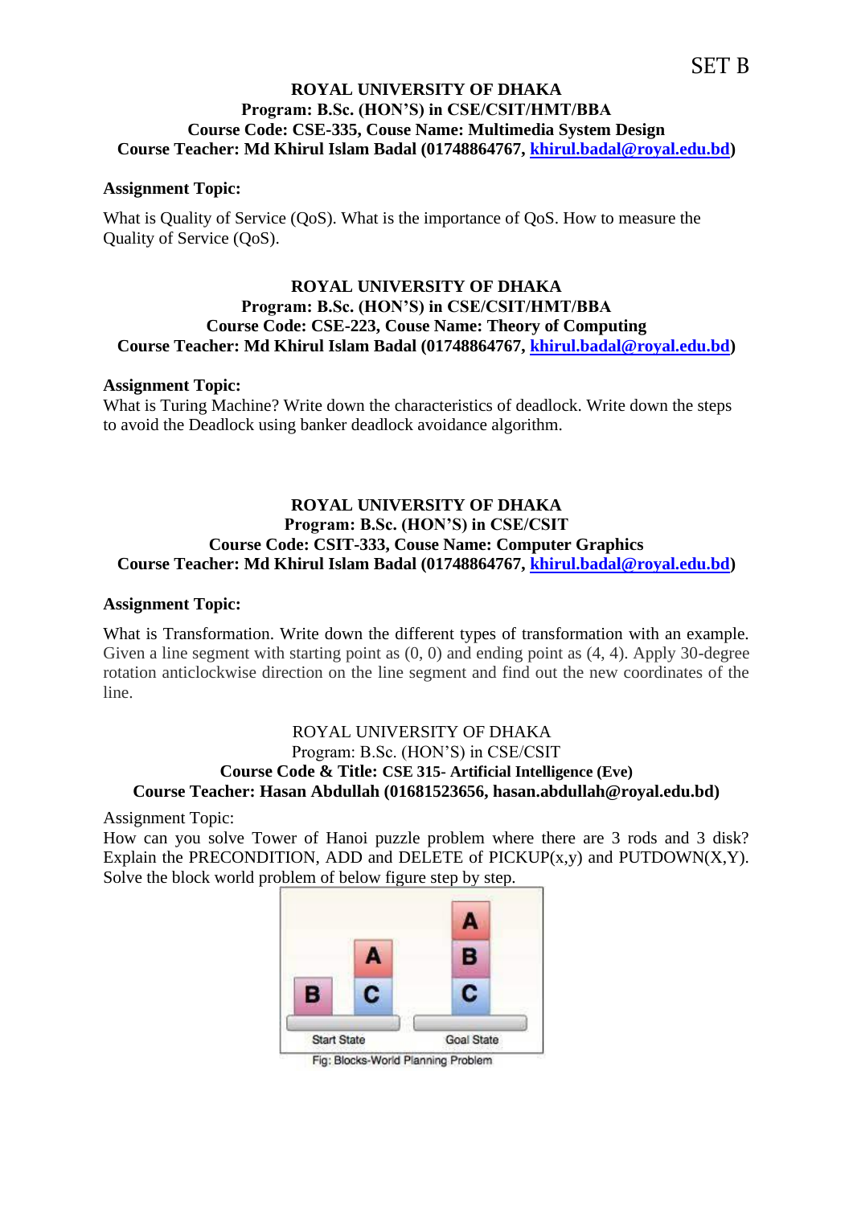SET B

**ROYAL UNIVERSITY OF DHAKA**
**Program: B.Sc. (HON'S) in CSE/CSIT/HMT/BBA**
**Course Code: CSE-335, Couse Name: Multimedia System Design**
**Course Teacher: Md Khirul Islam Badal (01748864767, khirul.badal@royal.edu.bd)**

**Assignment Topic:**

What is Quality of Service (QoS). What is the importance of QoS. How to measure the Quality of Service (QoS).

**ROYAL UNIVERSITY OF DHAKA**
**Program: B.Sc. (HON'S) in CSE/CSIT/HMT/BBA**
**Course Code: CSE-223, Couse Name: Theory of Computing**
**Course Teacher: Md Khirul Islam Badal (01748864767, khirul.badal@royal.edu.bd)**

**Assignment Topic:**
What is Turing Machine? Write down the characteristics of deadlock. Write down the steps to avoid the Deadlock using banker deadlock avoidance algorithm.

**ROYAL UNIVERSITY OF DHAKA**
**Program: B.Sc. (HON'S) in CSE/CSIT**
**Course Code: CSIT-333, Couse Name: Computer Graphics**
**Course Teacher: Md Khirul Islam Badal (01748864767, khirul.badal@royal.edu.bd)**

**Assignment Topic:**

What is Transformation. Write down the different types of transformation with an example. Given a line segment with starting point as (0, 0) and ending point as (4, 4). Apply 30-degree rotation anticlockwise direction on the line segment and find out the new coordinates of the line.

ROYAL UNIVERSITY OF DHAKA
Program: B.Sc. (HON'S) in CSE/CSIT
**Course Code & Title: CSE 315- Artificial Intelligence (Eve)**
**Course Teacher: Hasan Abdullah (01681523656, hasan.abdullah@royal.edu.bd)**

Assignment Topic:
How can you solve Tower of Hanoi puzzle problem where there are 3 rods and 3 disk? Explain the PRECONDITION, ADD and DELETE of PICKUP(x,y) and PUTDOWN(X,Y). Solve the block world problem of below figure step by step.

Fig: Blocks-World Planning Problem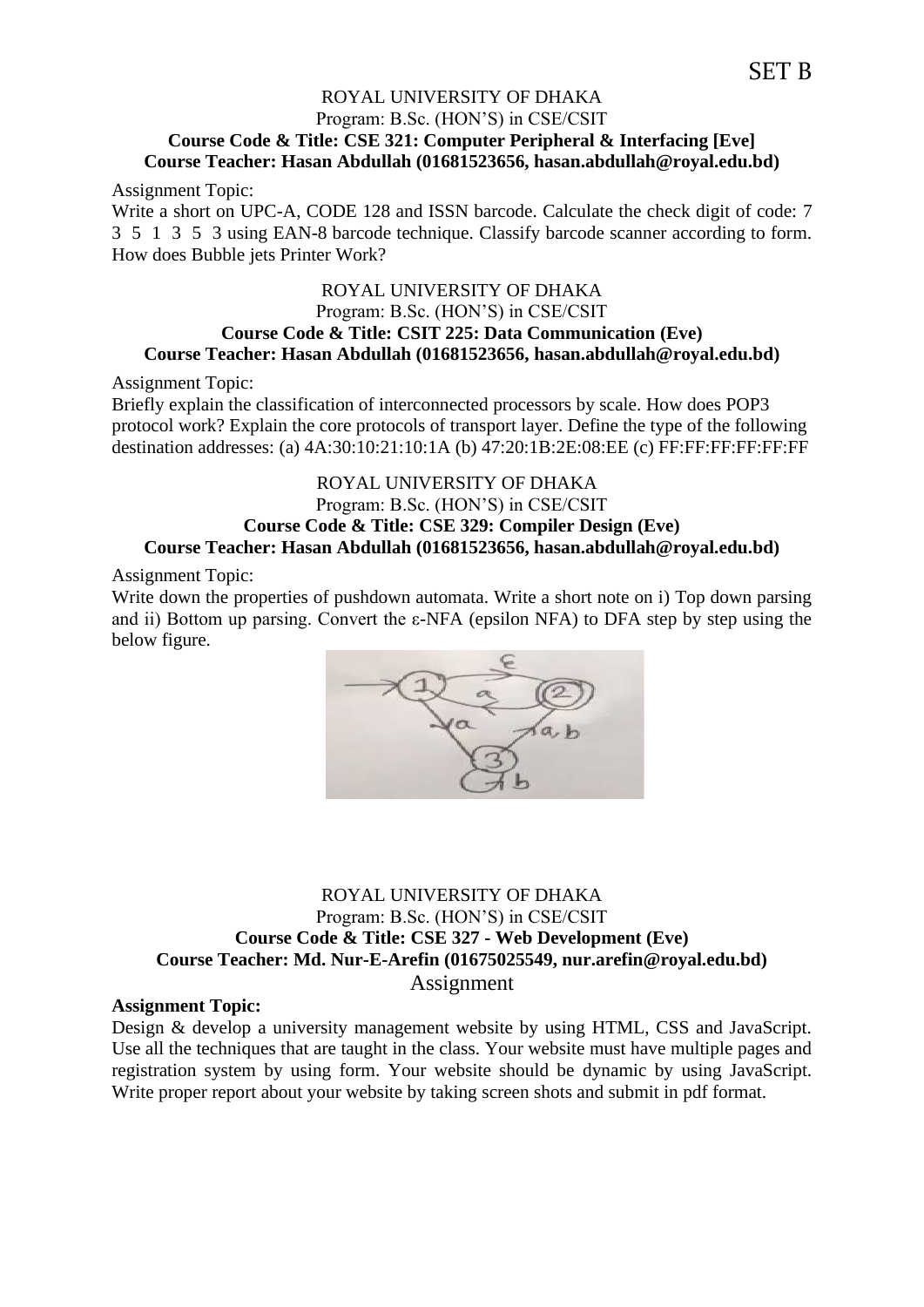SET B

ROYAL UNIVERSITY OF DHAKA
Program: B.Sc. (HON'S) in CSE/CSIT
**Course Code & Title: CSE 321: Computer Peripheral & Interfacing [Eve]**
**Course Teacher: Hasan Abdullah (01681523656, hasan.abdullah@royal.edu.bd)**

Assignment Topic:
Write a short on UPC-A, CODE 128 and ISSN barcode. Calculate the check digit of code: 7 3 5 1 3 5 3 using EAN-8 barcode technique. Classify barcode scanner according to form. How does Bubble jets Printer Work?

ROYAL UNIVERSITY OF DHAKA
Program: B.Sc. (HON'S) in CSE/CSIT
**Course Code & Title: CSIT 225: Data Communication (Eve)**
**Course Teacher: Hasan Abdullah (01681523656, hasan.abdullah@royal.edu.bd)**

Assignment Topic:
Briefly explain the classification of interconnected processors by scale. How does POP3 protocol work? Explain the core protocols of transport layer. Define the type of the following destination addresses: (a) 4A:30:10:21:10:1A (b) 47:20:1B:2E:08:EE (c) FF:FF:FF:FF:FF:FF

ROYAL UNIVERSITY OF DHAKA
Program: B.Sc. (HON'S) in CSE/CSIT
**Course Code & Title: CSE 329: Compiler Design (Eve)**
**Course Teacher: Hasan Abdullah (01681523656, hasan.abdullah@royal.edu.bd)**

Assignment Topic:
Write down the properties of pushdown automata. Write a short note on i) Top down parsing and ii) Bottom up parsing. Convert the ε-NFA (epsilon NFA) to DFA step by step using the below figure.

ROYAL UNIVERSITY OF DHAKA
Program: B.Sc. (HON'S) in CSE/CSIT
**Course Code & Title: CSE 327 - Web Development (Eve)**
**Course Teacher: Md. Nur-E-Arefin (01675025549, nur.arefin@royal.edu.bd)**
Assignment

**Assignment Topic:**
Design & develop a university management website by using HTML, CSS and JavaScript. Use all the techniques that are taught in the class. Your website must have multiple pages and registration system by using form. Your website should be dynamic by using JavaScript. Write proper report about your website by taking screen shots and submit in pdf format.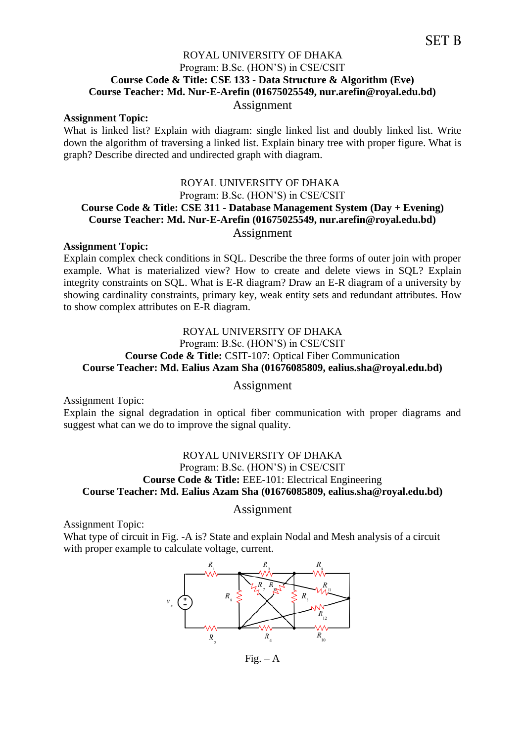SET B

ROYAL UNIVERSITY OF DHAKA
Program: B.Sc. (HON'S) in CSE/CSIT
**Course Code & Title: CSE 133 - Data Structure & Algorithm (Eve)**
**Course Teacher: Md. Nur-E-Arefin (01675025549, nur.arefin@royal.edu.bd)**
Assignment

**Assignment Topic:**
What is linked list? Explain with diagram: single linked list and doubly linked list. Write down the algorithm of traversing a linked list. Explain binary tree with proper figure. What is graph? Describe directed and undirected graph with diagram.

ROYAL UNIVERSITY OF DHAKA
Program: B.Sc. (HON'S) in CSE/CSIT
**Course Code & Title: CSE 311 - Database Management System (Day + Evening)**
**Course Teacher: Md. Nur-E-Arefin (01675025549, nur.arefin@royal.edu.bd)**
Assignment

**Assignment Topic:**
Explain complex check conditions in SQL. Describe the three forms of outer join with proper example. What is materialized view? How to create and delete views in SQL? Explain integrity constraints on SQL. What is E-R diagram? Draw an E-R diagram of a university by showing cardinality constraints, primary key, weak entity sets and redundant attributes. How to show complex attributes on E-R diagram.

ROYAL UNIVERSITY OF DHAKA
Program: B.Sc. (HON'S) in CSE/CSIT
**Course Code & Title:** CSIT-107: Optical Fiber Communication
**Course Teacher: Md. Ealius Azam Sha (01676085809, ealius.sha@royal.edu.bd)**

Assignment

Assignment Topic:
Explain the signal degradation in optical fiber communication with proper diagrams and suggest what can we do to improve the signal quality.

ROYAL UNIVERSITY OF DHAKA
Program: B.Sc. (HON'S) in CSE/CSIT
**Course Code & Title:** EEE-101: Electrical Engineering
**Course Teacher: Md. Ealius Azam Sha (01676085809, ealius.sha@royal.edu.bd)**

Assignment

Assignment Topic:
What type of circuit in Fig. -A is? State and explain Nodal and Mesh analysis of a circuit with proper example to calculate voltage, current.

$R_1$ $R_2$ $R_9$ $R_7$ $R_8$ $R_{11}$ $R_6$ $R_3$ $v_s$ $R_{12}$ $R_5$ $R_4$ $R_{10}$

Fig. – A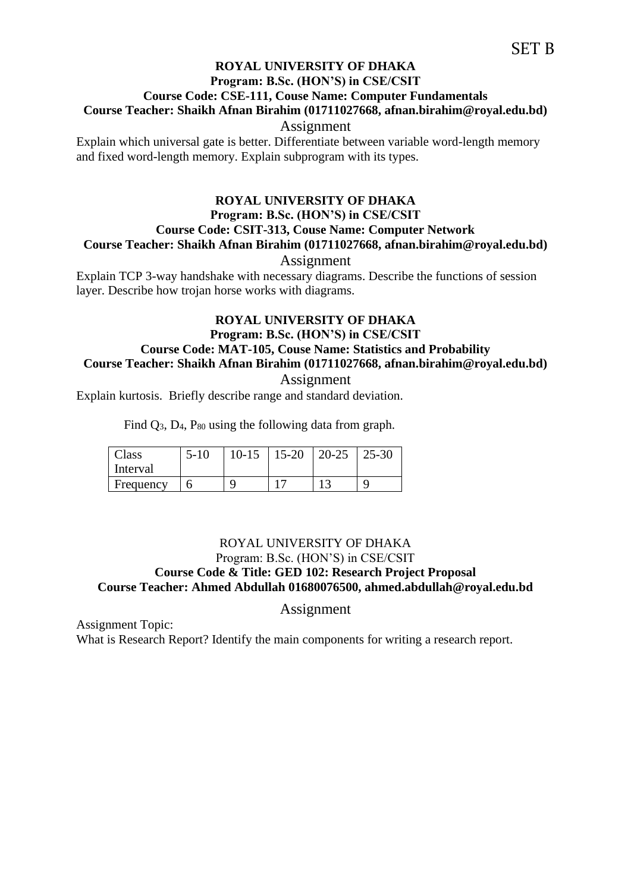SET B

**ROYAL UNIVERSITY OF DHAKA**
**Program: B.Sc. (HON'S) in CSE/CSIT**
**Course Code: CSE-111, Couse Name: Computer Fundamentals**
**Course Teacher: Shaikh Afnan Birahim (01711027668, afnan.birahim@royal.edu.bd)**

Assignment

Explain which universal gate is better. Differentiate between variable word-length memory and fixed word-length memory. Explain subprogram with its types.

**ROYAL UNIVERSITY OF DHAKA**
**Program: B.Sc. (HON'S) in CSE/CSIT**
**Course Code: CSIT-313, Couse Name: Computer Network**
**Course Teacher: Shaikh Afnan Birahim (01711027668, afnan.birahim@royal.edu.bd)**

Assignment

Explain TCP 3-way handshake with necessary diagrams. Describe the functions of session layer. Describe how trojan horse works with diagrams.

**ROYAL UNIVERSITY OF DHAKA**
**Program: B.Sc. (HON'S) in CSE/CSIT**
**Course Code: MAT-105, Couse Name: Statistics and Probability**
**Course Teacher: Shaikh Afnan Birahim (01711027668, afnan.birahim@royal.edu.bd)**

Assignment

Explain kurtosis. Briefly describe range and standard deviation.

Find $Q_3$, $D_4$, $P_{80}$ using the following data from graph.

| Class Interval | 5-10 | 10-15 | 15-20 | 20-25 | 25-30 |
|---|---|---|---|---|---|
| Frequency | 6 | 9 | 17 | 13 | 9 |

ROYAL UNIVERSITY OF DHAKA
Program: B.Sc. (HON'S) in CSE/CSIT
**Course Code & Title: GED 102: Research Project Proposal**
**Course Teacher: Ahmed Abdullah 01680076500, ahmed.abdullah@royal.edu.bd**

Assignment

Assignment Topic:
What is Research Report? Identify the main components for writing a research report.